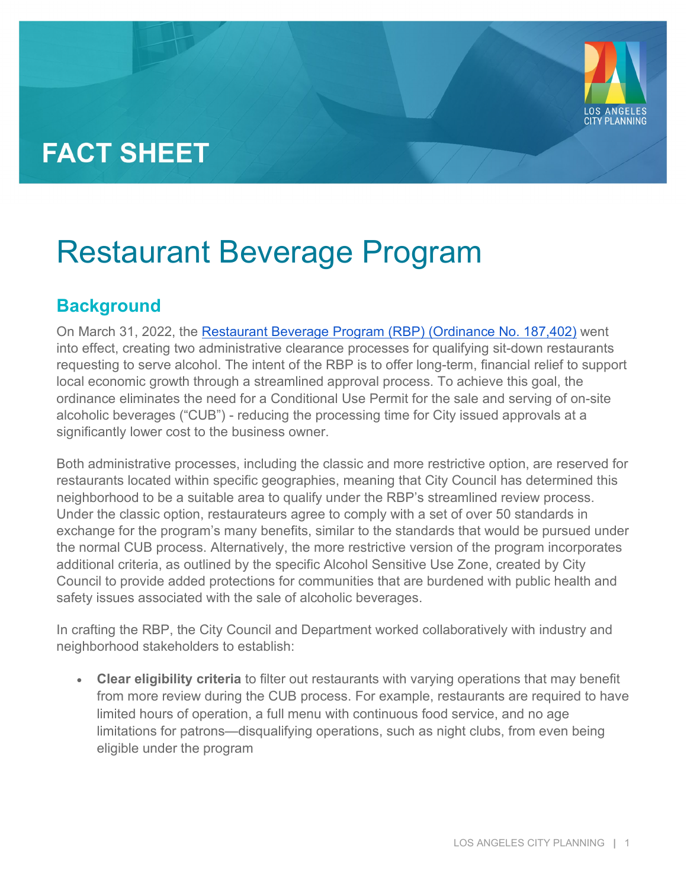# FACT SHEET

# Restaurant Beverage Program

## Background

On March 31, 2022, the [Restaurant Beverage Program (RBP) (Ordinance No. 187,402)] went into effect, creating two administrative clearance processes for qualifying sit-down restaurants requesting to serve alcohol. The intent of the RBP is to offer long-term, financial relief to support local economic growth through a streamlined approval process. To achieve this goal, the ordinance eliminates the need for a Conditional Use Permit for the sale and serving of on-site alcoholic beverages ("CUB") - reducing the processing time for City issued approvals at a significantly lower cost to the business owner.

Both administrative processes, including the classic and more restrictive option, are reserved for restaurants located within specific geographies, meaning that City Council has determined this neighborhood to be a suitable area to qualify under the RBP's streamlined review process. Under the classic option, restaurateurs agree to comply with a set of over 50 standards in exchange for the program's many benefits, similar to the standards that would be pursued under the normal CUB process. Alternatively, the more restrictive version of the program incorporates additional criteria, as outlined by the specific Alcohol Sensitive Use Zone, created by City Council to provide added protections for communities that are burdened with public health and safety issues associated with the sale of alcoholic beverages.

In crafting the RBP, the City Council and Department worked collaboratively with industry and neighborhood stakeholders to establish:

- **Clear eligibility criteria** to filter out restaurants with varying operations that may benefit from more review during the CUB process. For example, restaurants are required to have limited hours of operation, a full menu with continuous food service, and no age limitations for patrons—disqualifying operations, such as night clubs, from even being eligible under the program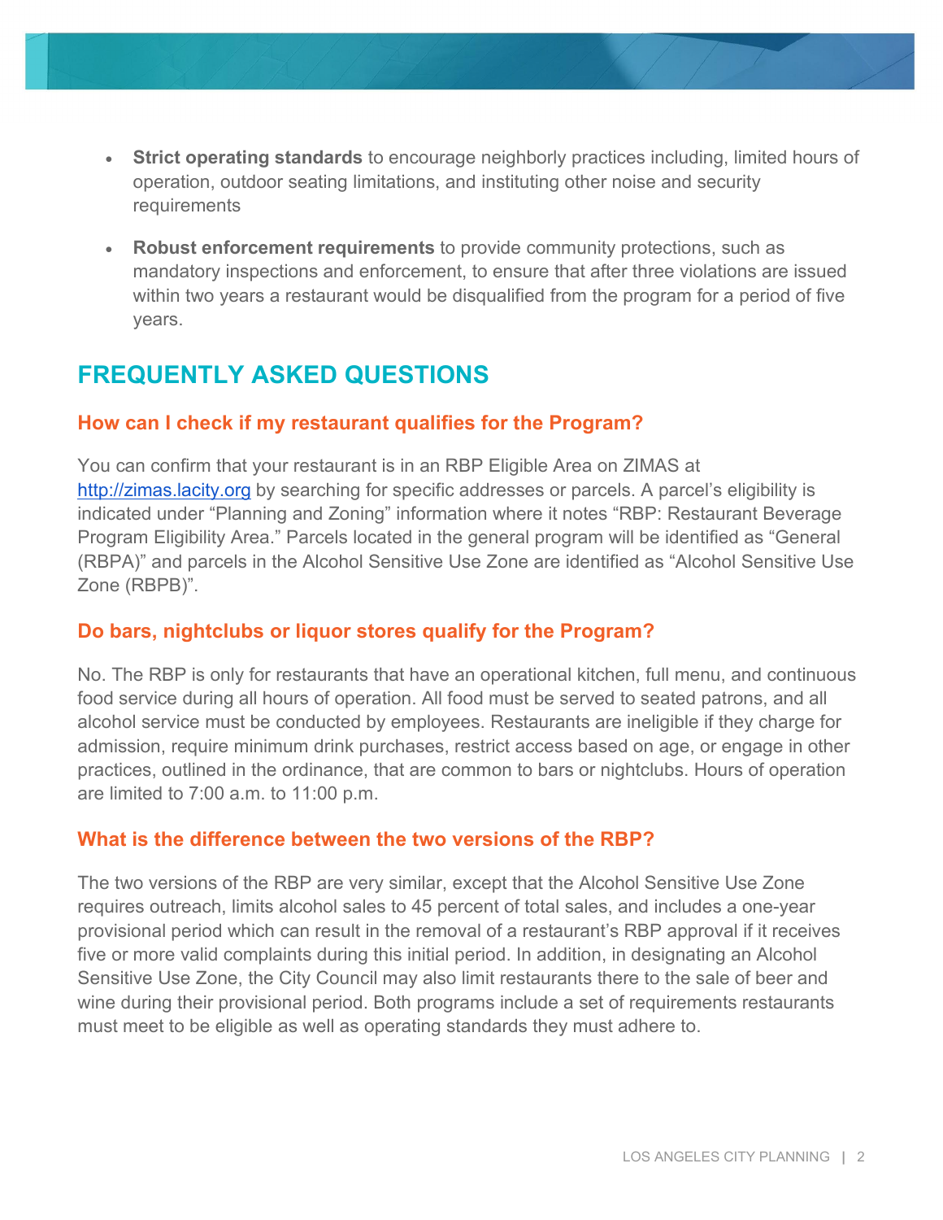- **Strict operating standards** to encourage neighborly practices including, limited hours of operation, outdoor seating limitations, and instituting other noise and security requirements
- **Robust enforcement requirements** to provide community protections, such as mandatory inspections and enforcement, to ensure that after three violations are issued within two years a restaurant would be disqualified from the program for a period of five years.

## FREQUENTLY ASKED QUESTIONS

### How can I check if my restaurant qualifies for the Program?

You can confirm that your restaurant is in an RBP Eligible Area on ZIMAS at [http://zimas.lacity.org](http://zimas.lacity.org) by searching for specific addresses or parcels. A parcel's eligibility is indicated under "Planning and Zoning" information where it notes "RBP: Restaurant Beverage Program Eligibility Area." Parcels located in the general program will be identified as "General (RBPA)" and parcels in the Alcohol Sensitive Use Zone are identified as "Alcohol Sensitive Use Zone (RBPB)".

### Do bars, nightclubs or liquor stores qualify for the Program?

No. The RBP is only for restaurants that have an operational kitchen, full menu, and continuous food service during all hours of operation. All food must be served to seated patrons, and all alcohol service must be conducted by employees. Restaurants are ineligible if they charge for admission, require minimum drink purchases, restrict access based on age, or engage in other practices, outlined in the ordinance, that are common to bars or nightclubs. Hours of operation are limited to 7:00 a.m. to 11:00 p.m.

### What is the difference between the two versions of the RBP?

The two versions of the RBP are very similar, except that the Alcohol Sensitive Use Zone requires outreach, limits alcohol sales to 45 percent of total sales, and includes a one-year provisional period which can result in the removal of a restaurant's RBP approval if it receives five or more valid complaints during this initial period. In addition, in designating an Alcohol Sensitive Use Zone, the City Council may also limit restaurants there to the sale of beer and wine during their provisional period. Both programs include a set of requirements restaurants must meet to be eligible as well as operating standards they must adhere to.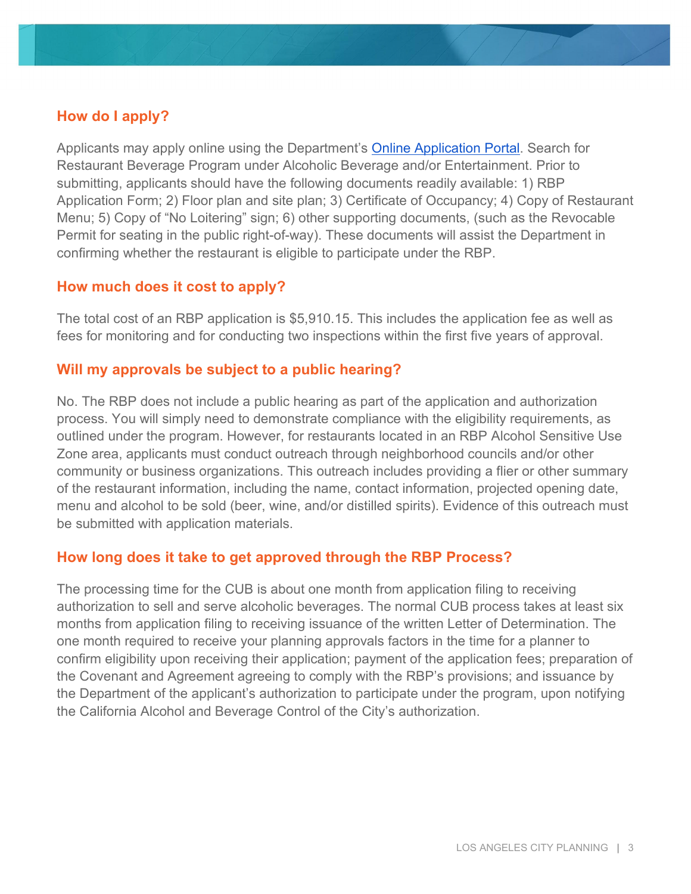## How do I apply?

Applicants may apply online using the Department's [Online Application Portal](). Search for Restaurant Beverage Program under Alcoholic Beverage and/or Entertainment. Prior to submitting, applicants should have the following documents readily available: 1) RBP Application Form; 2) Floor plan and site plan; 3) Certificate of Occupancy; 4) Copy of Restaurant Menu; 5) Copy of "No Loitering" sign; 6) other supporting documents, (such as the Revocable Permit for seating in the public right-of-way). These documents will assist the Department in confirming whether the restaurant is eligible to participate under the RBP.

## How much does it cost to apply?

The total cost of an RBP application is $5,910.15. This includes the application fee as well as fees for monitoring and for conducting two inspections within the first five years of approval.

## Will my approvals be subject to a public hearing?

No. The RBP does not include a public hearing as part of the application and authorization process. You will simply need to demonstrate compliance with the eligibility requirements, as outlined under the program. However, for restaurants located in an RBP Alcohol Sensitive Use Zone area, applicants must conduct outreach through neighborhood councils and/or other community or business organizations. This outreach includes providing a flier or other summary of the restaurant information, including the name, contact information, projected opening date, menu and alcohol to be sold (beer, wine, and/or distilled spirits). Evidence of this outreach must be submitted with application materials.

## How long does it take to get approved through the RBP Process?

The processing time for the CUB is about one month from application filing to receiving authorization to sell and serve alcoholic beverages. The normal CUB process takes at least six months from application filing to receiving issuance of the written Letter of Determination. The one month required to receive your planning approvals factors in the time for a planner to confirm eligibility upon receiving their application; payment of the application fees; preparation of the Covenant and Agreement agreeing to comply with the RBP's provisions; and issuance by the Department of the applicant's authorization to participate under the program, upon notifying the California Alcohol and Beverage Control of the City's authorization.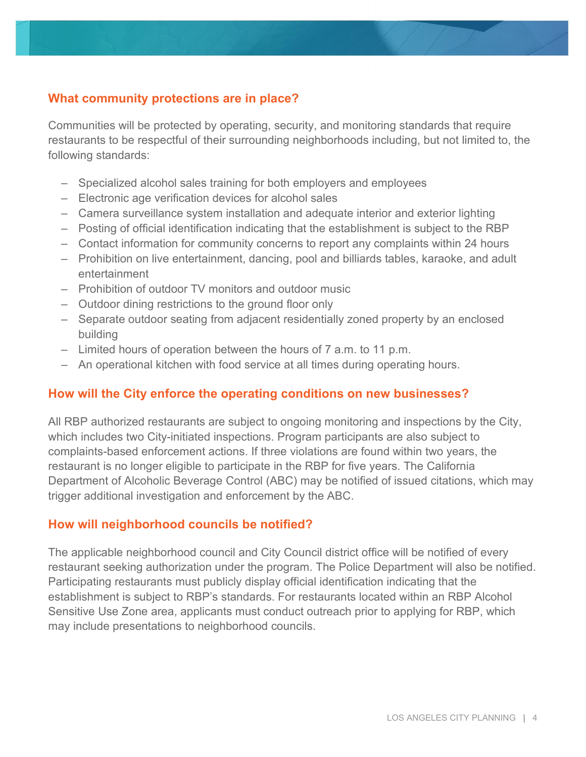## What community protections are in place?

Communities will be protected by operating, security, and monitoring standards that require restaurants to be respectful of their surrounding neighborhoods including, but not limited to, the following standards:

- Specialized alcohol sales training for both employers and employees
- Electronic age verification devices for alcohol sales
- Camera surveillance system installation and adequate interior and exterior lighting
- Posting of official identification indicating that the establishment is subject to the RBP
- Contact information for community concerns to report any complaints within 24 hours
- Prohibition on live entertainment, dancing, pool and billiards tables, karaoke, and adult entertainment
- Prohibition of outdoor TV monitors and outdoor music
- Outdoor dining restrictions to the ground floor only
- Separate outdoor seating from adjacent residentially zoned property by an enclosed building
- Limited hours of operation between the hours of 7 a.m. to 11 p.m.
- An operational kitchen with food service at all times during operating hours.

## How will the City enforce the operating conditions on new businesses?

All RBP authorized restaurants are subject to ongoing monitoring and inspections by the City, which includes two City-initiated inspections. Program participants are also subject to complaints-based enforcement actions. If three violations are found within two years, the restaurant is no longer eligible to participate in the RBP for five years. The California Department of Alcoholic Beverage Control (ABC) may be notified of issued citations, which may trigger additional investigation and enforcement by the ABC.

## How will neighborhood councils be notified?

The applicable neighborhood council and City Council district office will be notified of every restaurant seeking authorization under the program. The Police Department will also be notified. Participating restaurants must publicly display official identification indicating that the establishment is subject to RBP's standards. For restaurants located within an RBP Alcohol Sensitive Use Zone area, applicants must conduct outreach prior to applying for RBP, which may include presentations to neighborhood councils.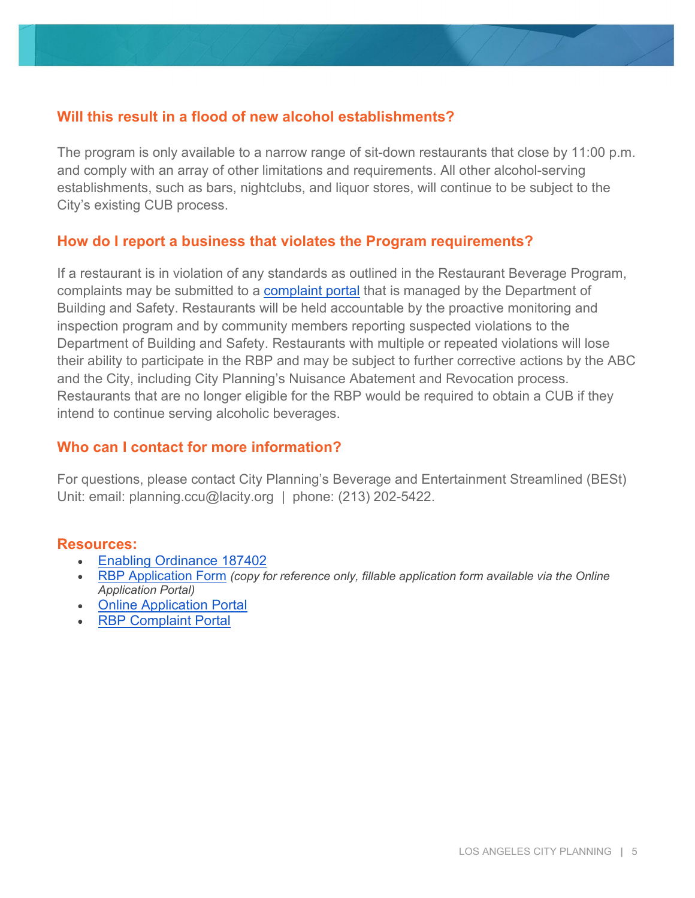## Will this result in a flood of new alcohol establishments?

The program is only available to a narrow range of sit-down restaurants that close by 11:00 p.m. and comply with an array of other limitations and requirements. All other alcohol-serving establishments, such as bars, nightclubs, and liquor stores, will continue to be subject to the City's existing CUB process.

## How do I report a business that violates the Program requirements?

If a restaurant is in violation of any standards as outlined in the Restaurant Beverage Program, complaints may be submitted to a complaint portal that is managed by the Department of Building and Safety. Restaurants will be held accountable by the proactive monitoring and inspection program and by community members reporting suspected violations to the Department of Building and Safety. Restaurants with multiple or repeated violations will lose their ability to participate in the RBP and may be subject to further corrective actions by the ABC and the City, including City Planning's Nuisance Abatement and Revocation process. Restaurants that are no longer eligible for the RBP would be required to obtain a CUB if they intend to continue serving alcoholic beverages.

## Who can I contact for more information?

For questions, please contact City Planning's Beverage and Entertainment Streamlined (BESt) Unit: email: planning.ccu@lacity.org | phone: (213) 202-5422.

## Resources:

- Enabling Ordinance 187402
- RBP Application Form *(copy for reference only, fillable application form available via the Online Application Portal)*
- Online Application Portal
- RBP Complaint Portal